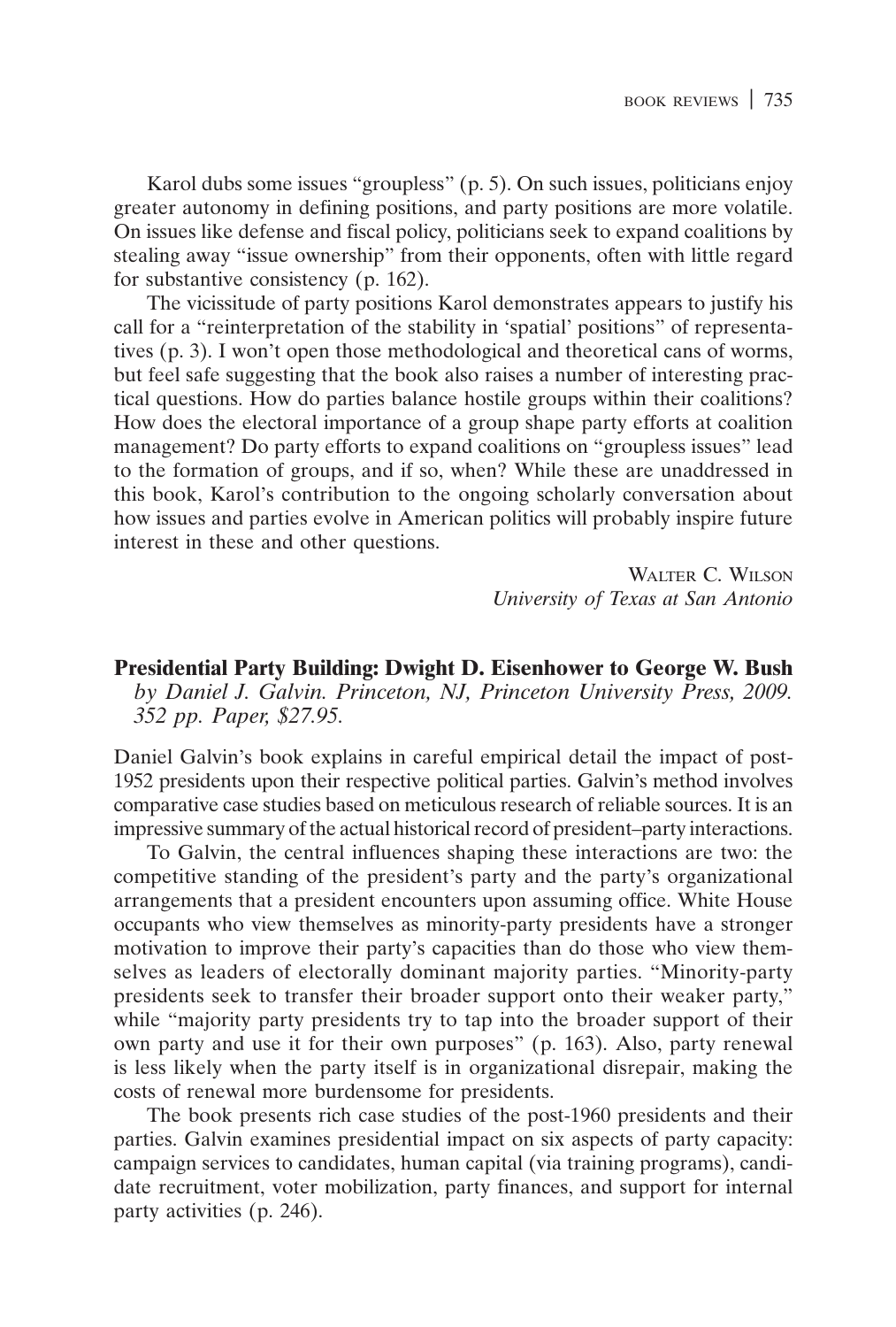Karol dubs some issues “groupless” (p. 5). On such issues, politicians enjoy greater autonomy in defining positions, and party positions are more volatile. On issues like defense and fiscal policy, politicians seek to expand coalitions by stealing away “issue ownership” from their opponents, often with little regard for substantive consistency (p. 162).

The vicissitude of party positions Karol demonstrates appears to justify his call for a “reinterpretation of the stability in ‘spatial’ positions” of representatives (p. 3). I won’t open those methodological and theoretical cans of worms, but feel safe suggesting that the book also raises a number of interesting practical questions. How do parties balance hostile groups within their coalitions? How does the electoral importance of a group shape party efforts at coalition management? Do party efforts to expand coalitions on “groupless issues” lead to the formation of groups, and if so, when? While these are unaddressed in this book, Karol’s contribution to the ongoing scholarly conversation about how issues and parties evolve in American politics will probably inspire future interest in these and other questions.

WALTER C. WILSON
*University of Texas at San Antonio*

## Presidential Party Building: Dwight D. Eisenhower to George W. Bush

*by Daniel J. Galvin. Princeton, NJ, Princeton University Press, 2009. 352 pp. Paper, $27.95.*

Daniel Galvin’s book explains in careful empirical detail the impact of post-1952 presidents upon their respective political parties. Galvin’s method involves comparative case studies based on meticulous research of reliable sources. It is an impressive summary of the actual historical record of president–party interactions.

To Galvin, the central influences shaping these interactions are two: the competitive standing of the president’s party and the party’s organizational arrangements that a president encounters upon assuming office. White House occupants who view themselves as minority-party presidents have a stronger motivation to improve their party’s capacities than do those who view themselves as leaders of electorally dominant majority parties. “Minority-party presidents seek to transfer their broader support onto their weaker party,” while “majority party presidents try to tap into the broader support of their own party and use it for their own purposes” (p. 163). Also, party renewal is less likely when the party itself is in organizational disrepair, making the costs of renewal more burdensome for presidents.

The book presents rich case studies of the post-1960 presidents and their parties. Galvin examines presidential impact on six aspects of party capacity: campaign services to candidates, human capital (via training programs), candidate recruitment, voter mobilization, party finances, and support for internal party activities (p. 246).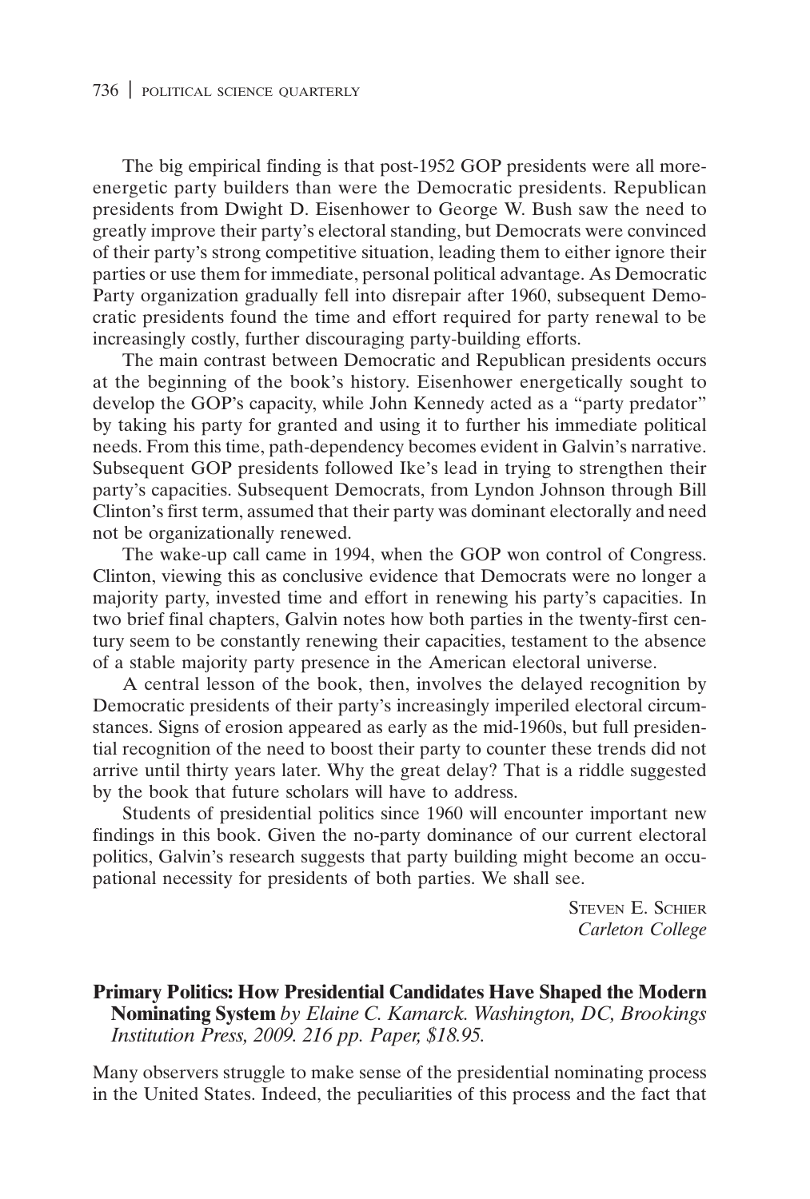The big empirical finding is that post-1952 GOP presidents were all more-energetic party builders than were the Democratic presidents. Republican presidents from Dwight D. Eisenhower to George W. Bush saw the need to greatly improve their party's electoral standing, but Democrats were convinced of their party's strong competitive situation, leading them to either ignore their parties or use them for immediate, personal political advantage. As Democratic Party organization gradually fell into disrepair after 1960, subsequent Democratic presidents found the time and effort required for party renewal to be increasingly costly, further discouraging party-building efforts.

The main contrast between Democratic and Republican presidents occurs at the beginning of the book's history. Eisenhower energetically sought to develop the GOP's capacity, while John Kennedy acted as a "party predator" by taking his party for granted and using it to further his immediate political needs. From this time, path-dependency becomes evident in Galvin's narrative. Subsequent GOP presidents followed Ike's lead in trying to strengthen their party's capacities. Subsequent Democrats, from Lyndon Johnson through Bill Clinton's first term, assumed that their party was dominant electorally and need not be organizationally renewed.

The wake-up call came in 1994, when the GOP won control of Congress. Clinton, viewing this as conclusive evidence that Democrats were no longer a majority party, invested time and effort in renewing his party's capacities. In two brief final chapters, Galvin notes how both parties in the twenty-first century seem to be constantly renewing their capacities, testament to the absence of a stable majority party presence in the American electoral universe.

A central lesson of the book, then, involves the delayed recognition by Democratic presidents of their party's increasingly imperiled electoral circumstances. Signs of erosion appeared as early as the mid-1960s, but full presidential recognition of the need to boost their party to counter these trends did not arrive until thirty years later. Why the great delay? That is a riddle suggested by the book that future scholars will have to address.

Students of presidential politics since 1960 will encounter important new findings in this book. Given the no-party dominance of our current electoral politics, Galvin's research suggests that party building might become an occupational necessity for presidents of both parties. We shall see.

Steven E. Schier
*Carleton College*

**Primary Politics: How Presidential Candidates Have Shaped the Modern Nominating System** *by Elaine C. Kamarck. Washington, DC, Brookings Institution Press, 2009. 216 pp. Paper, $18.95.*

Many observers struggle to make sense of the presidential nominating process in the United States. Indeed, the peculiarities of this process and the fact that